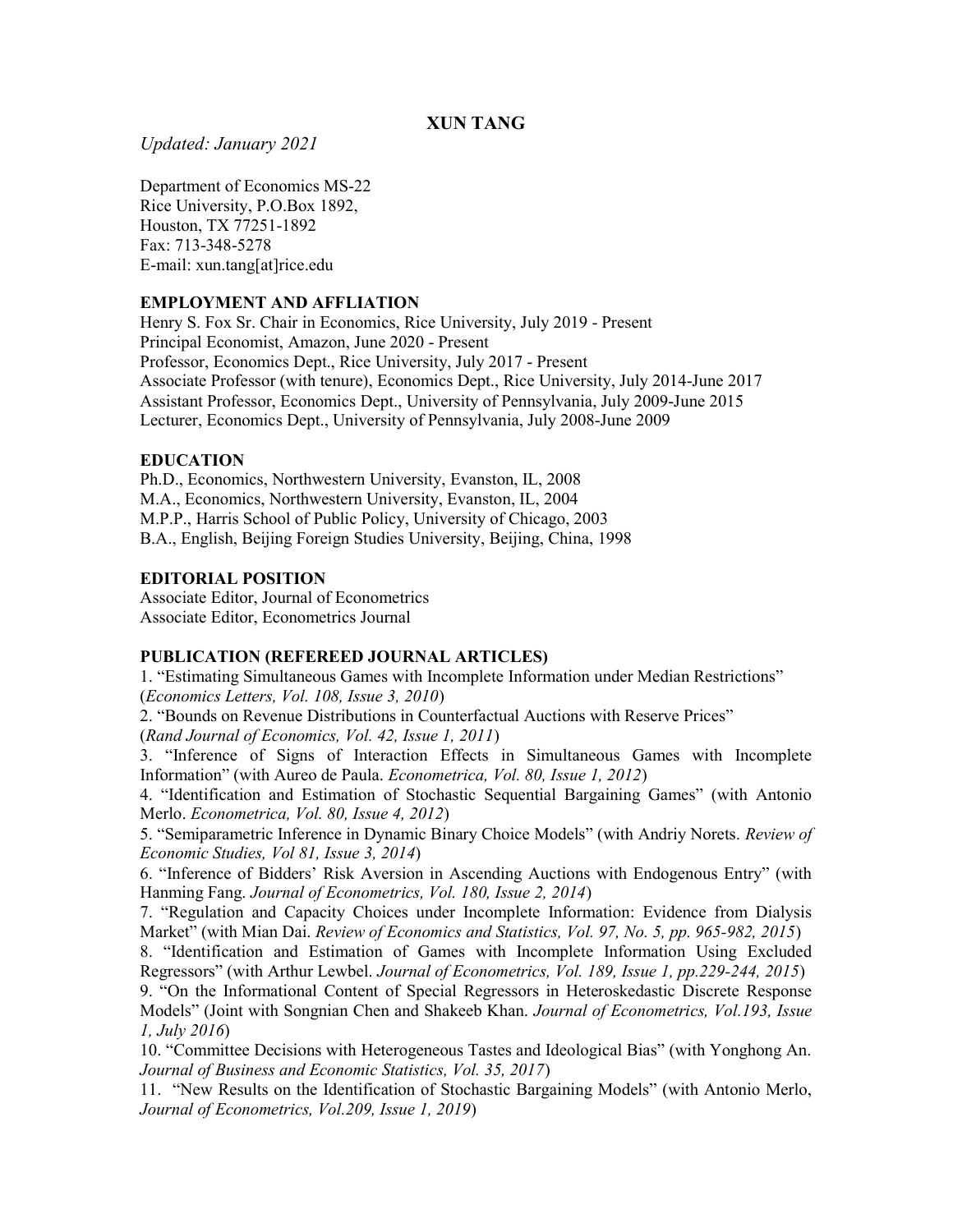# XUN TANG

*Updated: January 2021*

Department of Economics MS-22
Rice University, P.O.Box 1892,
Houston, TX 77251-1892
Fax: 713-348-5278
E-mail: xun.tang[at]rice.edu

## EMPLOYMENT AND AFFLIATION

Henry S. Fox Sr. Chair in Economics, Rice University, July 2019 - Present
Principal Economist, Amazon, June 2020 - Present
Professor, Economics Dept., Rice University, July 2017 - Present
Associate Professor (with tenure), Economics Dept., Rice University, July 2014-June 2017
Assistant Professor, Economics Dept., University of Pennsylvania, July 2009-June 2015
Lecturer, Economics Dept., University of Pennsylvania, July 2008-June 2009

## EDUCATION

Ph.D., Economics, Northwestern University, Evanston, IL, 2008
M.A., Economics, Northwestern University, Evanston, IL, 2004
M.P.P., Harris School of Public Policy, University of Chicago, 2003
B.A., English, Beijing Foreign Studies University, Beijing, China, 1998

## EDITORIAL POSITION

Associate Editor, Journal of Econometrics
Associate Editor, Econometrics Journal

## PUBLICATION (REFEREED JOURNAL ARTICLES)

1. "Estimating Simultaneous Games with Incomplete Information under Median Restrictions" (*Economics Letters, Vol. 108, Issue 3, 2010*)
2. "Bounds on Revenue Distributions in Counterfactual Auctions with Reserve Prices" (*Rand Journal of Economics, Vol. 42, Issue 1, 2011*)
3. "Inference of Signs of Interaction Effects in Simultaneous Games with Incomplete Information" (with Aureo de Paula. *Econometrica, Vol. 80, Issue 1, 2012*)
4. "Identification and Estimation of Stochastic Sequential Bargaining Games" (with Antonio Merlo. *Econometrica, Vol. 80, Issue 4, 2012*)
5. "Semiparametric Inference in Dynamic Binary Choice Models" (with Andriy Norets. *Review of Economic Studies, Vol 81, Issue 3, 2014*)
6. "Inference of Bidders' Risk Aversion in Ascending Auctions with Endogenous Entry" (with Hanming Fang. *Journal of Econometrics, Vol. 180, Issue 2, 2014*)
7. "Regulation and Capacity Choices under Incomplete Information: Evidence from Dialysis Market" (with Mian Dai. *Review of Economics and Statistics, Vol. 97, No. 5, pp. 965-982, 2015*)
8. "Identification and Estimation of Games with Incomplete Information Using Excluded Regressors" (with Arthur Lewbel. *Journal of Econometrics, Vol. 189, Issue 1, pp.229-244, 2015*)
9. "On the Informational Content of Special Regressors in Heteroskedastic Discrete Response Models" (Joint with Songnian Chen and Shakeeb Khan. *Journal of Econometrics, Vol.193, Issue 1, July 2016*)
10. "Committee Decisions with Heterogeneous Tastes and Ideological Bias" (with Yonghong An. *Journal of Business and Economic Statistics, Vol. 35, 2017*)
11. "New Results on the Identification of Stochastic Bargaining Models" (with Antonio Merlo, *Journal of Econometrics, Vol.209, Issue 1, 2019*)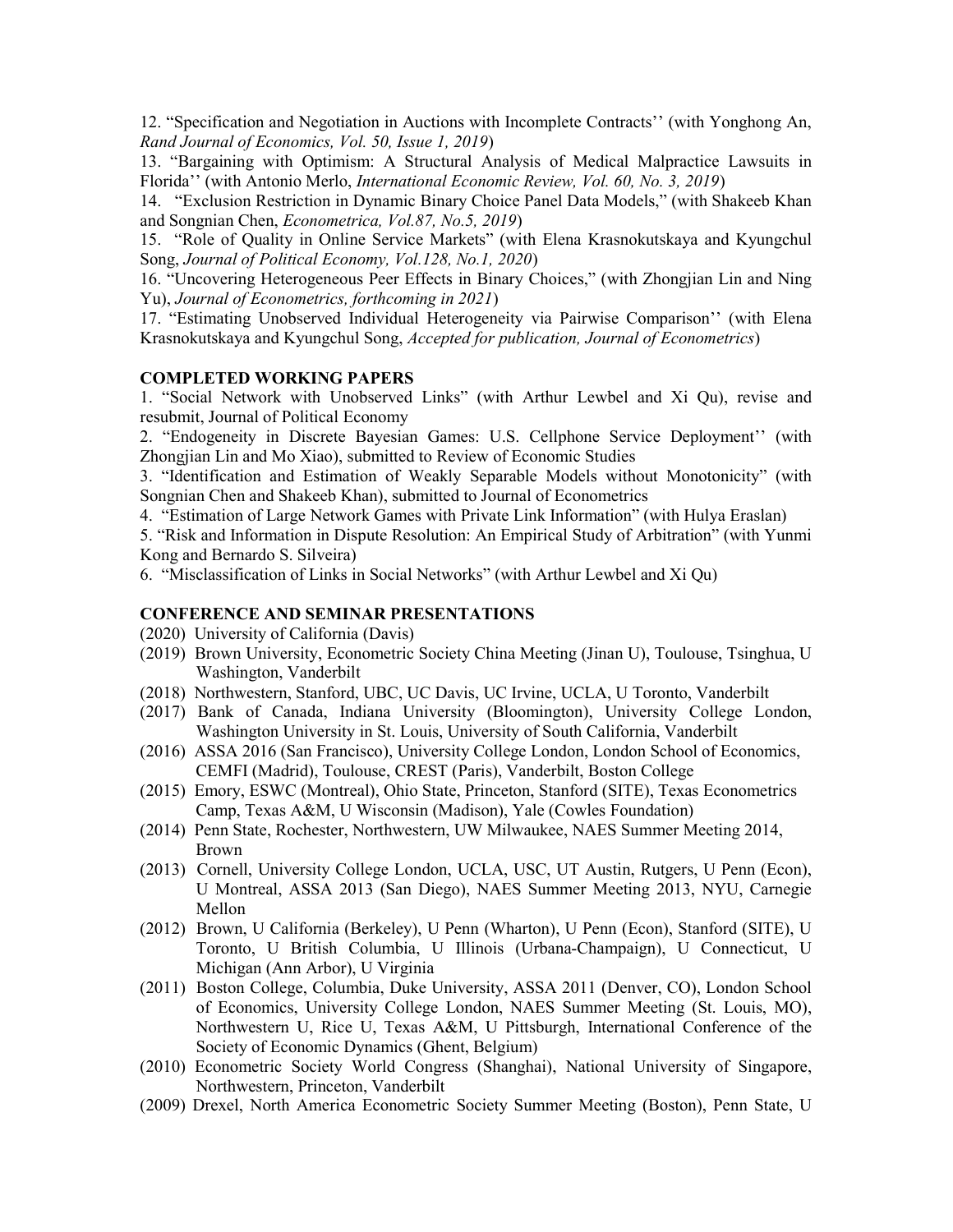12. "Specification and Negotiation in Auctions with Incomplete Contracts'' (with Yonghong An, *Rand Journal of Economics, Vol. 50, Issue 1, 2019*)

13. "Bargaining with Optimism: A Structural Analysis of Medical Malpractice Lawsuits in Florida'' (with Antonio Merlo, *International Economic Review, Vol. 60, No. 3, 2019*)

14. "Exclusion Restriction in Dynamic Binary Choice Panel Data Models," (with Shakeeb Khan and Songnian Chen, *Econometrica, Vol.87, No.5, 2019*)

15. "Role of Quality in Online Service Markets" (with Elena Krasnokutskaya and Kyungchul Song, *Journal of Political Economy, Vol.128, No.1, 2020*)

16. "Uncovering Heterogeneous Peer Effects in Binary Choices," (with Zhongjian Lin and Ning Yu), *Journal of Econometrics, forthcoming in 2021*)

17. "Estimating Unobserved Individual Heterogeneity via Pairwise Comparison'' (with Elena Krasnokutskaya and Kyungchul Song, *Accepted for publication, Journal of Econometrics*)

**COMPLETED WORKING PAPERS**

1. "Social Network with Unobserved Links" (with Arthur Lewbel and Xi Qu), revise and resubmit, Journal of Political Economy
2. "Endogeneity in Discrete Bayesian Games: U.S. Cellphone Service Deployment'' (with Zhongjian Lin and Mo Xiao), submitted to Review of Economic Studies
3. "Identification and Estimation of Weakly Separable Models without Monotonicity" (with Songnian Chen and Shakeeb Khan), submitted to Journal of Econometrics
4. "Estimation of Large Network Games with Private Link Information" (with Hulya Eraslan)
5. "Risk and Information in Dispute Resolution: An Empirical Study of Arbitration" (with Yunmi Kong and Bernardo S. Silveira)
6. "Misclassification of Links in Social Networks" (with Arthur Lewbel and Xi Qu)

**CONFERENCE AND SEMINAR PRESENTATIONS**

(2020) University of California (Davis)

(2019) Brown University, Econometric Society China Meeting (Jinan U), Toulouse, Tsinghua, U Washington, Vanderbilt

(2018) Northwestern, Stanford, UBC, UC Davis, UC Irvine, UCLA, U Toronto, Vanderbilt

(2017) Bank of Canada, Indiana University (Bloomington), University College London, Washington University in St. Louis, University of South California, Vanderbilt

(2016) ASSA 2016 (San Francisco), University College London, London School of Economics, CEMFI (Madrid), Toulouse, CREST (Paris), Vanderbilt, Boston College

(2015) Emory, ESWC (Montreal), Ohio State, Princeton, Stanford (SITE), Texas Econometrics Camp, Texas A&M, U Wisconsin (Madison), Yale (Cowles Foundation)

(2014) Penn State, Rochester, Northwestern, UW Milwaukee, NAES Summer Meeting 2014, Brown

(2013) Cornell, University College London, UCLA, USC, UT Austin, Rutgers, U Penn (Econ), U Montreal, ASSA 2013 (San Diego), NAES Summer Meeting 2013, NYU, Carnegie Mellon

(2012) Brown, U California (Berkeley), U Penn (Wharton), U Penn (Econ), Stanford (SITE), U Toronto, U British Columbia, U Illinois (Urbana-Champaign), U Connecticut, U Michigan (Ann Arbor), U Virginia

(2011) Boston College, Columbia, Duke University, ASSA 2011 (Denver, CO), London School of Economics, University College London, NAES Summer Meeting (St. Louis, MO), Northwestern U, Rice U, Texas A&M, U Pittsburgh, International Conference of the Society of Economic Dynamics (Ghent, Belgium)

(2010) Econometric Society World Congress (Shanghai), National University of Singapore, Northwestern, Princeton, Vanderbilt

(2009) Drexel, North America Econometric Society Summer Meeting (Boston), Penn State, U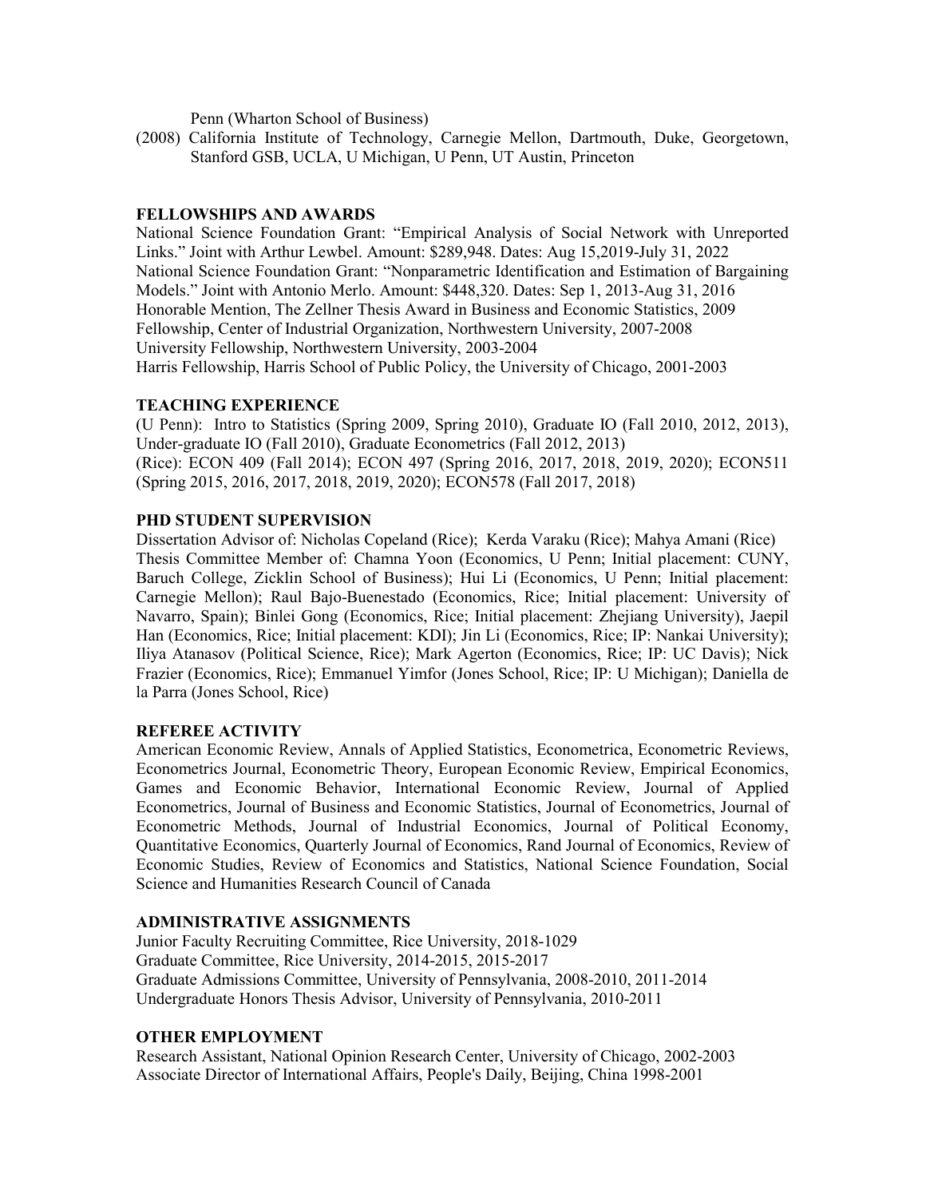Penn (Wharton School of Business)

(2008) California Institute of Technology, Carnegie Mellon, Dartmouth, Duke, Georgetown, Stanford GSB, UCLA, U Michigan, U Penn, UT Austin, Princeton

**FELLOWSHIPS AND AWARDS**

National Science Foundation Grant: "Empirical Analysis of Social Network with Unreported Links." Joint with Arthur Lewbel. Amount: $289,948. Dates: Aug 15,2019-July 31, 2022

National Science Foundation Grant: "Nonparametric Identification and Estimation of Bargaining Models." Joint with Antonio Merlo. Amount: $448,320. Dates: Sep 1, 2013-Aug 31, 2016

Honorable Mention, The Zellner Thesis Award in Business and Economic Statistics, 2009

Fellowship, Center of Industrial Organization, Northwestern University, 2007-2008

University Fellowship, Northwestern University, 2003-2004

Harris Fellowship, Harris School of Public Policy, the University of Chicago, 2001-2003

**TEACHING EXPERIENCE**

(U Penn): Intro to Statistics (Spring 2009, Spring 2010), Graduate IO (Fall 2010, 2012, 2013), Under-graduate IO (Fall 2010), Graduate Econometrics (Fall 2012, 2013)

(Rice): ECON 409 (Fall 2014); ECON 497 (Spring 2016, 2017, 2018, 2019, 2020); ECON511 (Spring 2015, 2016, 2017, 2018, 2019, 2020); ECON578 (Fall 2017, 2018)

**PHD STUDENT SUPERVISION**

Dissertation Advisor of: Nicholas Copeland (Rice); Kerda Varaku (Rice); Mahya Amani (Rice)

Thesis Committee Member of: Chamna Yoon (Economics, U Penn; Initial placement: CUNY, Baruch College, Zicklin School of Business); Hui Li (Economics, U Penn; Initial placement: Carnegie Mellon); Raul Bajo-Buenestado (Economics, Rice; Initial placement: University of Navarro, Spain); Binlei Gong (Economics, Rice; Initial placement: Zhejiang University), Jaepil Han (Economics, Rice; Initial placement: KDI); Jin Li (Economics, Rice; IP: Nankai University); Iliya Atanasov (Political Science, Rice); Mark Agerton (Economics, Rice; IP: UC Davis); Nick Frazier (Economics, Rice); Emmanuel Yimfor (Jones School, Rice; IP: U Michigan); Daniella de la Parra (Jones School, Rice)

**REFEREE ACTIVITY**

American Economic Review, Annals of Applied Statistics, Econometrica, Econometric Reviews, Econometrics Journal, Econometric Theory, European Economic Review, Empirical Economics, Games and Economic Behavior, International Economic Review, Journal of Applied Econometrics, Journal of Business and Economic Statistics, Journal of Econometrics, Journal of Econometric Methods, Journal of Industrial Economics, Journal of Political Economy, Quantitative Economics, Quarterly Journal of Economics, Rand Journal of Economics, Review of Economic Studies, Review of Economics and Statistics, National Science Foundation, Social Science and Humanities Research Council of Canada

**ADMINISTRATIVE ASSIGNMENTS**

Junior Faculty Recruiting Committee, Rice University, 2018-1029

Graduate Committee, Rice University, 2014-2015, 2015-2017

Graduate Admissions Committee, University of Pennsylvania, 2008-2010, 2011-2014

Undergraduate Honors Thesis Advisor, University of Pennsylvania, 2010-2011

**OTHER EMPLOYMENT**

Research Assistant, National Opinion Research Center, University of Chicago, 2002-2003

Associate Director of International Affairs, People's Daily, Beijing, China 1998-2001